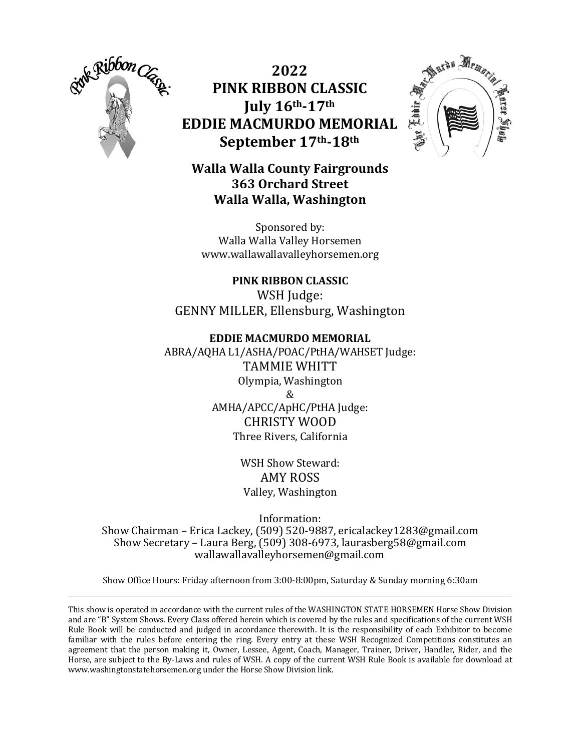# 2022
# PINK RIBBON CLASSIC
## July 16th-17th
# EDDIE MACMURDO MEMORIAL
## September 17th-18th

**Walla Walla County Fairgrounds**
**363 Orchard Street**
**Walla Walla, Washington**

Sponsored by:
Walla Walla Valley Horsemen
www.wallawallavalleyhorsemen.org

**PINK RIBBON CLASSIC**
WSH Judge:
GENNY MILLER, Ellensburg, Washington

**EDDIE MACMURDO MEMORIAL**
ABRA/AQHA L1/ASHA/POAC/PtHA/WAHSET Judge:
TAMMIE WHITT
Olympia, Washington
&
AMHA/APCC/ApHC/PtHA Judge:
CHRISTY WOOD
Three Rivers, California

WSH Show Steward:
AMY ROSS
Valley, Washington

Information:
Show Chairman – Erica Lackey, (509) 520-9887, ericalackey1283@gmail.com
Show Secretary – Laura Berg, (509) 308-6973, laurasberg58@gmail.com
wallawallavalleyhorsemen@gmail.com

Show Office Hours: Friday afternoon from 3:00-8:00pm, Saturday & Sunday morning 6:30am

---

This show is operated in accordance with the current rules of the WASHINGTON STATE HORSEMEN Horse Show Division and are "B" System Shows. Every Class offered herein which is covered by the rules and specifications of the current WSH Rule Book will be conducted and judged in accordance therewith. It is the responsibility of each Exhibitor to become familiar with the rules before entering the ring. Every entry at these WSH Recognized Competitions constitutes an agreement that the person making it, Owner, Lessee, Agent, Coach, Manager, Trainer, Driver, Handler, Rider, and the Horse, are subject to the By-Laws and rules of WSH. A copy of the current WSH Rule Book is available for download at www.washingtonstatehorsemen.org under the Horse Show Division link.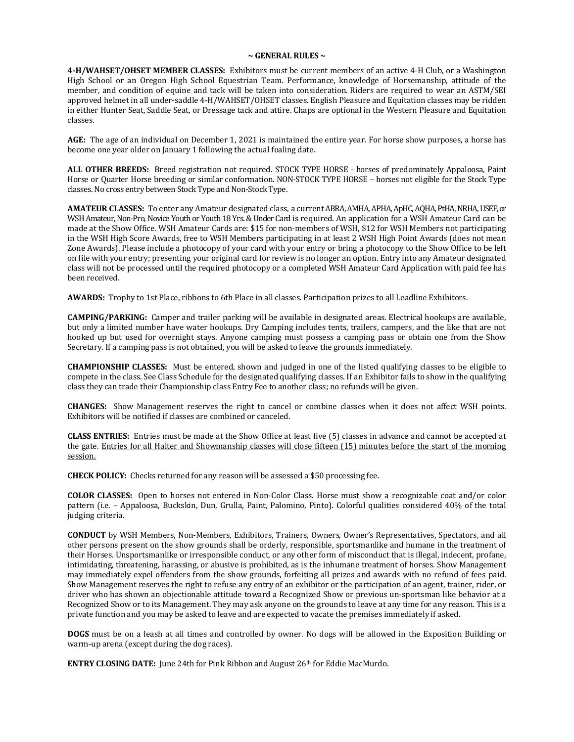## ~ GENERAL RULES ~

**4-H/WAHSET/OHSET MEMBER CLASSES:** Exhibitors must be current members of an active 4-H Club, or a Washington High School or an Oregon High School Equestrian Team. Performance, knowledge of Horsemanship, attitude of the member, and condition of equine and tack will be taken into consideration. Riders are required to wear an ASTM/SEI approved helmet in all under-saddle 4-H/WAHSET/OHSET classes. English Pleasure and Equitation classes may be ridden in either Hunter Seat, Saddle Seat, or Dressage tack and attire. Chaps are optional in the Western Pleasure and Equitation classes.

**AGE:** The age of an individual on December 1, 2021 is maintained the entire year. For horse show purposes, a horse has become one year older on January 1 following the actual foaling date.

**ALL OTHER BREEDS:** Breed registration not required. STOCK TYPE HORSE - horses of predominately Appaloosa, Paint Horse or Quarter Horse breeding or similar conformation. NON-STOCK TYPE HORSE – horses not eligible for the Stock Type classes. No cross entry between Stock Type and Non-Stock Type.

**AMATEUR CLASSES:** To enter any Amateur designated class, a current ABRA, AMHA, APHA, ApHC, AQHA, PtHA, NRHA, USEF, or WSH Amateur, Non-Pro, Novice Youth or Youth 18 Yrs. & Under Card is required. An application for a WSH Amateur Card can be made at the Show Office. WSH Amateur Cards are: $15 for non-members of WSH, $12 for WSH Members not participating in the WSH High Score Awards, free to WSH Members participating in at least 2 WSH High Point Awards (does not mean Zone Awards). Please include a photocopy of your card with your entry or bring a photocopy to the Show Office to be left on file with your entry; presenting your original card for review is no longer an option. Entry into any Amateur designated class will not be processed until the required photocopy or a completed WSH Amateur Card Application with paid fee has been received.

**AWARDS:** Trophy to 1st Place, ribbons to 6th Place in all classes. Participation prizes to all Leadline Exhibitors.

**CAMPING/PARKING:** Camper and trailer parking will be available in designated areas. Electrical hookups are available, but only a limited number have water hookups. Dry Camping includes tents, trailers, campers, and the like that are not hooked up but used for overnight stays. Anyone camping must possess a camping pass or obtain one from the Show Secretary. If a camping pass is not obtained, you will be asked to leave the grounds immediately.

**CHAMPIONSHIP CLASSES:** Must be entered, shown and judged in one of the listed qualifying classes to be eligible to compete in the class. See Class Schedule for the designated qualifying classes. If an Exhibitor fails to show in the qualifying class they can trade their Championship class Entry Fee to another class; no refunds will be given.

**CHANGES:** Show Management reserves the right to cancel or combine classes when it does not affect WSH points. Exhibitors will be notified if classes are combined or canceled.

**CLASS ENTRIES:** Entries must be made at the Show Office at least five (5) classes in advance and cannot be accepted at the gate. Entries for all Halter and Showmanship classes will close fifteen (15) minutes before the start of the morning session.

**CHECK POLICY:** Checks returned for any reason will be assessed a $50 processing fee.

**COLOR CLASSES:** Open to horses not entered in Non-Color Class. Horse must show a recognizable coat and/or color pattern (i.e. – Appaloosa, Buckskin, Dun, Grulla, Paint, Palomino, Pinto). Colorful qualities considered 40% of the total judging criteria.

**CONDUCT** by WSH Members, Non-Members, Exhibitors, Trainers, Owners, Owner's Representatives, Spectators, and all other persons present on the show grounds shall be orderly, responsible, sportsmanlike and humane in the treatment of their Horses. Unsportsmanlike or irresponsible conduct, or any other form of misconduct that is illegal, indecent, profane, intimidating, threatening, harassing, or abusive is prohibited, as is the inhumane treatment of horses. Show Management may immediately expel offenders from the show grounds, forfeiting all prizes and awards with no refund of fees paid. Show Management reserves the right to refuse any entry of an exhibitor or the participation of an agent, trainer, rider, or driver who has shown an objectionable attitude toward a Recognized Show or previous un-sportsman like behavior at a Recognized Show or to its Management. They may ask anyone on the grounds to leave at any time for any reason. This is a private function and you may be asked to leave and are expected to vacate the premises immediately if asked.

**DOGS** must be on a leash at all times and controlled by owner. No dogs will be allowed in the Exposition Building or warm-up arena (except during the dog races).

**ENTRY CLOSING DATE:** June 24th for Pink Ribbon and August 26th for Eddie MacMurdo.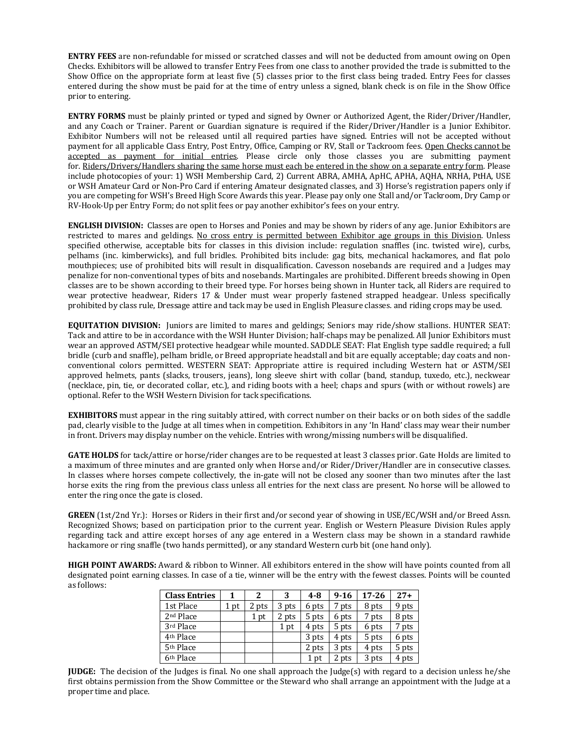**ENTRY FEES** are non-refundable for missed or scratched classes and will not be deducted from amount owing on Open Checks. Exhibitors will be allowed to transfer Entry Fees from one class to another provided the trade is submitted to the Show Office on the appropriate form at least five (5) classes prior to the first class being traded. Entry Fees for classes entered during the show must be paid for at the time of entry unless a signed, blank check is on file in the Show Office prior to entering.

**ENTRY FORMS** must be plainly printed or typed and signed by Owner or Authorized Agent, the Rider/Driver/Handler, and any Coach or Trainer. Parent or Guardian signature is required if the Rider/Driver/Handler is a Junior Exhibitor. Exhibitor Numbers will not be released until all required parties have signed. Entries will not be accepted without payment for all applicable Class Entry, Post Entry, Office, Camping or RV, Stall or Tackroom fees. <u>Open Checks cannot be accepted as payment for initial entries</u>. Please circle only those classes you are submitting payment for. <u>Riders/Drivers/Handlers sharing the same horse must each be entered in the show on a separate entry form</u>. Please include photocopies of your: 1) WSH Membership Card, 2) Current ABRA, AMHA, ApHC, APHA, AQHA, NRHA, PtHA, USE or WSH Amateur Card or Non-Pro Card if entering Amateur designated classes, and 3) Horse's registration papers only if you are competing for WSH's Breed High Score Awards this year. Please pay only one Stall and/or Tackroom, Dry Camp or RV-Hook-Up per Entry Form; do not split fees or pay another exhibitor's fees on your entry.

**ENGLISH DIVISION:** Classes are open to Horses and Ponies and may be shown by riders of any age. Junior Exhibitors are restricted to mares and geldings. <u>No cross entry is permitted between Exhibitor age groups in this Division</u>. Unless specified otherwise, acceptable bits for classes in this division include: regulation snaffles (inc. twisted wire), curbs, pelhams (inc. kimberwicks), and full bridles. Prohibited bits include: gag bits, mechanical hackamores, and flat polo mouthpieces; use of prohibited bits will result in disqualification. Cavesson nosebands are required and a Judges may penalize for non-conventional types of bits and nosebands. Martingales are prohibited. Different breeds showing in Open classes are to be shown according to their breed type. For horses being shown in Hunter tack, all Riders are required to wear protective headwear, Riders 17 & Under must wear properly fastened strapped headgear. Unless specifically prohibited by class rule, Dressage attire and tack may be used in English Pleasure classes. and riding crops may be used.

**EQUITATION DIVISION:** Juniors are limited to mares and geldings; Seniors may ride/show stallions. HUNTER SEAT: Tack and attire to be in accordance with the WSH Hunter Division; half-chaps may be penalized. All Junior Exhibitors must wear an approved ASTM/SEI protective headgear while mounted. SADDLE SEAT: Flat English type saddle required; a full bridle (curb and snaffle), pelham bridle, or Breed appropriate headstall and bit are equally acceptable; day coats and non-conventional colors permitted. WESTERN SEAT: Appropriate attire is required including Western hat or ASTM/SEI approved helmets, pants (slacks, trousers, jeans), long sleeve shirt with collar (band, standup, tuxedo, etc.), neckwear (necklace, pin, tie, or decorated collar, etc.), and riding boots with a heel; chaps and spurs (with or without rowels) are optional. Refer to the WSH Western Division for tack specifications.

**EXHIBITORS** must appear in the ring suitably attired, with correct number on their backs or on both sides of the saddle pad, clearly visible to the Judge at all times when in competition. Exhibitors in any 'In Hand' class may wear their number in front. Drivers may display number on the vehicle. Entries with wrong/missing numbers will be disqualified.

**GATE HOLDS** for tack/attire or horse/rider changes are to be requested at least 3 classes prior. Gate Holds are limited to a maximum of three minutes and are granted only when Horse and/or Rider/Driver/Handler are in consecutive classes. In classes where horses compete collectively, the in-gate will not be closed any sooner than two minutes after the last horse exits the ring from the previous class unless all entries for the next class are present. No horse will be allowed to enter the ring once the gate is closed.

**GREEN** (1st/2nd Yr.): Horses or Riders in their first and/or second year of showing in USE/EC/WSH and/or Breed Assn. Recognized Shows; based on participation prior to the current year. English or Western Pleasure Division Rules apply regarding tack and attire except horses of any age entered in a Western class may be shown in a standard rawhide hackamore or ring snaffle (two hands permitted), or any standard Western curb bit (one hand only).

**HIGH POINT AWARDS:** Award & ribbon to Winner. All exhibitors entered in the show will have points counted from all designated point earning classes. In case of a tie, winner will be the entry with the fewest classes. Points will be counted as follows:

| Class Entries | 1 | 2 | 3 | 4-8 | 9-16 | 17-26 | 27+ |
|---|---|---|---|---|---|---|---|
| 1st Place | 1 pt | 2 pts | 3 pts | 6 pts | 7 pts | 8 pts | 9 pts |
| 2nd Place | | 1 pt | 2 pts | 5 pts | 6 pts | 7 pts | 8 pts |
| 3rd Place | | | 1 pt | 4 pts | 5 pts | 6 pts | 7 pts |
| 4th Place | | | | 3 pts | 4 pts | 5 pts | 6 pts |
| 5th Place | | | | 2 pts | 3 pts | 4 pts | 5 pts |
| 6th Place | | | | 1 pt | 2 pts | 3 pts | 4 pts |

**JUDGE:** The decision of the Judges is final. No one shall approach the Judge(s) with regard to a decision unless he/she first obtains permission from the Show Committee or the Steward who shall arrange an appointment with the Judge at a proper time and place.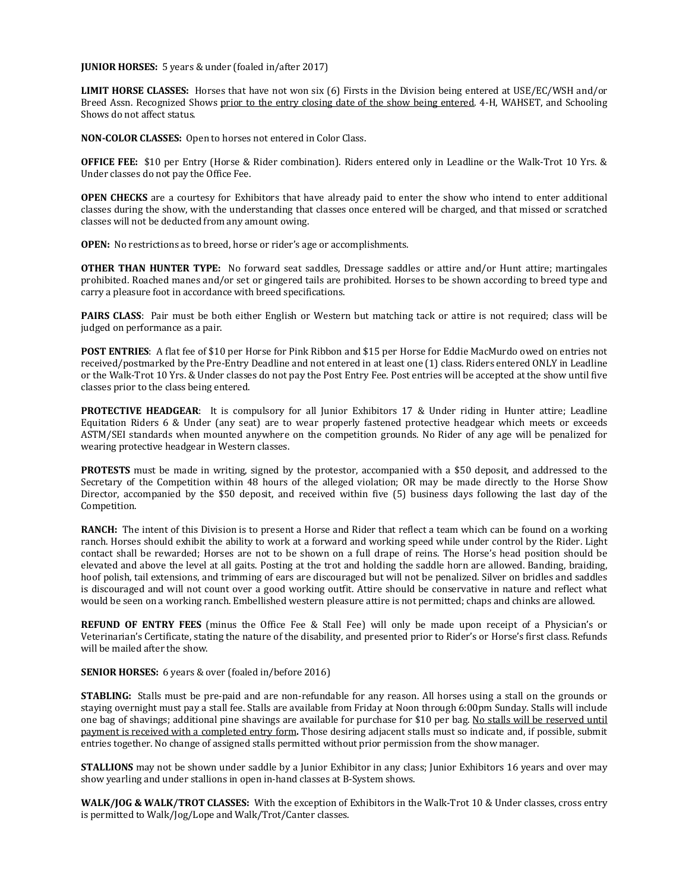**JUNIOR HORSES:** 5 years & under (foaled in/after 2017)

**LIMIT HORSE CLASSES:** Horses that have not won six (6) Firsts in the Division being entered at USE/EC/WSH and/or Breed Assn. Recognized Shows prior to the entry closing date of the show being entered. 4-H, WAHSET, and Schooling Shows do not affect status.

**NON-COLOR CLASSES:** Open to horses not entered in Color Class.

**OFFICE FEE:** $10 per Entry (Horse & Rider combination). Riders entered only in Leadline or the Walk-Trot 10 Yrs. & Under classes do not pay the Office Fee.

**OPEN CHECKS** are a courtesy for Exhibitors that have already paid to enter the show who intend to enter additional classes during the show, with the understanding that classes once entered will be charged, and that missed or scratched classes will not be deducted from any amount owing.

**OPEN:** No restrictions as to breed, horse or rider's age or accomplishments.

**OTHER THAN HUNTER TYPE:** No forward seat saddles, Dressage saddles or attire and/or Hunt attire; martingales prohibited. Roached manes and/or set or gingered tails are prohibited. Horses to be shown according to breed type and carry a pleasure foot in accordance with breed specifications.

**PAIRS CLASS**: Pair must be both either English or Western but matching tack or attire is not required; class will be judged on performance as a pair.

**POST ENTRIES**: A flat fee of $10 per Horse for Pink Ribbon and $15 per Horse for Eddie MacMurdo owed on entries not received/postmarked by the Pre-Entry Deadline and not entered in at least one (1) class. Riders entered ONLY in Leadline or the Walk-Trot 10 Yrs. & Under classes do not pay the Post Entry Fee. Post entries will be accepted at the show until five classes prior to the class being entered.

**PROTECTIVE HEADGEAR**: It is compulsory for all Junior Exhibitors 17 & Under riding in Hunter attire; Leadline Equitation Riders 6 & Under (any seat) are to wear properly fastened protective headgear which meets or exceeds ASTM/SEI standards when mounted anywhere on the competition grounds. No Rider of any age will be penalized for wearing protective headgear in Western classes.

**PROTESTS** must be made in writing, signed by the protestor, accompanied with a $50 deposit, and addressed to the Secretary of the Competition within 48 hours of the alleged violation; OR may be made directly to the Horse Show Director, accompanied by the $50 deposit, and received within five (5) business days following the last day of the Competition.

**RANCH:** The intent of this Division is to present a Horse and Rider that reflect a team which can be found on a working ranch. Horses should exhibit the ability to work at a forward and working speed while under control by the Rider. Light contact shall be rewarded; Horses are not to be shown on a full drape of reins. The Horse's head position should be elevated and above the level at all gaits. Posting at the trot and holding the saddle horn are allowed. Banding, braiding, hoof polish, tail extensions, and trimming of ears are discouraged but will not be penalized. Silver on bridles and saddles is discouraged and will not count over a good working outfit. Attire should be conservative in nature and reflect what would be seen on a working ranch. Embellished western pleasure attire is not permitted; chaps and chinks are allowed.

**REFUND OF ENTRY FEES** (minus the Office Fee & Stall Fee) will only be made upon receipt of a Physician's or Veterinarian's Certificate, stating the nature of the disability, and presented prior to Rider's or Horse's first class. Refunds will be mailed after the show.

**SENIOR HORSES:** 6 years & over (foaled in/before 2016)

**STABLING:** Stalls must be pre-paid and are non-refundable for any reason. All horses using a stall on the grounds or staying overnight must pay a stall fee. Stalls are available from Friday at Noon through 6:00pm Sunday. Stalls will include one bag of shavings; additional pine shavings are available for purchase for $10 per bag. No stalls will be reserved until payment is received with a completed entry form**.** Those desiring adjacent stalls must so indicate and, if possible, submit entries together. No change of assigned stalls permitted without prior permission from the show manager.

**STALLIONS** may not be shown under saddle by a Junior Exhibitor in any class; Junior Exhibitors 16 years and over may show yearling and under stallions in open in-hand classes at B-System shows.

**WALK/JOG & WALK/TROT CLASSES:** With the exception of Exhibitors in the Walk-Trot 10 & Under classes, cross entry is permitted to Walk/Jog/Lope and Walk/Trot/Canter classes.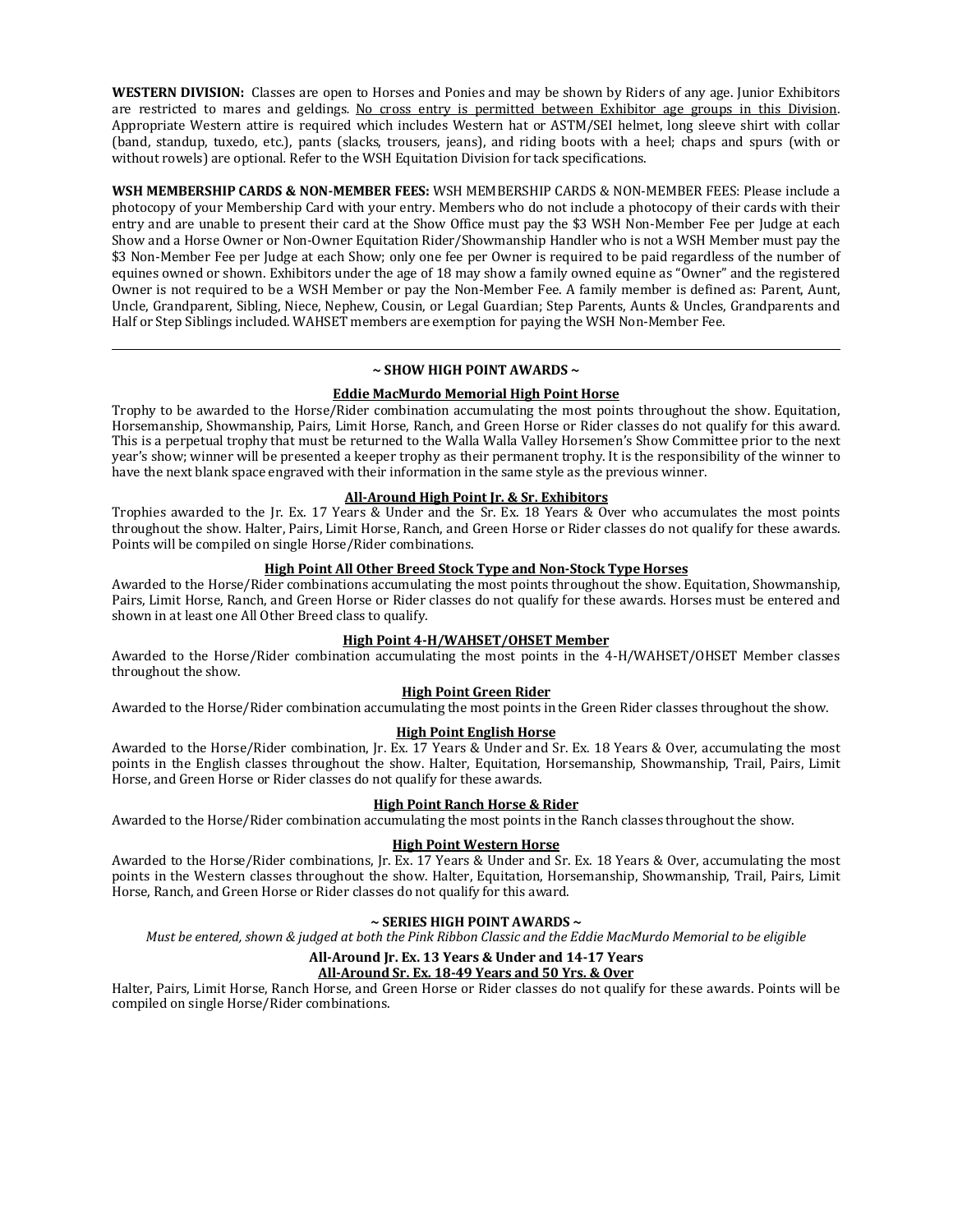**WESTERN DIVISION:** Classes are open to Horses and Ponies and may be shown by Riders of any age. Junior Exhibitors are restricted to mares and geldings. No cross entry is permitted between Exhibitor age groups in this Division. Appropriate Western attire is required which includes Western hat or ASTM/SEI helmet, long sleeve shirt with collar (band, standup, tuxedo, etc.), pants (slacks, trousers, jeans), and riding boots with a heel; chaps and spurs (with or without rowels) are optional. Refer to the WSH Equitation Division for tack specifications.

**WSH MEMBERSHIP CARDS & NON-MEMBER FEES:** WSH MEMBERSHIP CARDS & NON-MEMBER FEES: Please include a photocopy of your Membership Card with your entry. Members who do not include a photocopy of their cards with their entry and are unable to present their card at the Show Office must pay the $3 WSH Non-Member Fee per Judge at each Show and a Horse Owner or Non-Owner Equitation Rider/Showmanship Handler who is not a WSH Member must pay the $3 Non-Member Fee per Judge at each Show; only one fee per Owner is required to be paid regardless of the number of equines owned or shown. Exhibitors under the age of 18 may show a family owned equine as "Owner" and the registered Owner is not required to be a WSH Member or pay the Non-Member Fee. A family member is defined as: Parent, Aunt, Uncle, Grandparent, Sibling, Niece, Nephew, Cousin, or Legal Guardian; Step Parents, Aunts & Uncles, Grandparents and Half or Step Siblings included. WAHSET members are exemption for paying the WSH Non-Member Fee.

---

## ~ SHOW HIGH POINT AWARDS ~

### Eddie MacMurdo Memorial High Point Horse

Trophy to be awarded to the Horse/Rider combination accumulating the most points throughout the show. Equitation, Horsemanship, Showmanship, Pairs, Limit Horse, Ranch, and Green Horse or Rider classes do not qualify for this award. This is a perpetual trophy that must be returned to the Walla Walla Valley Horsemen's Show Committee prior to the next year's show; winner will be presented a keeper trophy as their permanent trophy. It is the responsibility of the winner to have the next blank space engraved with their information in the same style as the previous winner.

### All-Around High Point Jr. & Sr. Exhibitors

Trophies awarded to the Jr. Ex. 17 Years & Under and the Sr. Ex. 18 Years & Over who accumulates the most points throughout the show. Halter, Pairs, Limit Horse, Ranch, and Green Horse or Rider classes do not qualify for these awards. Points will be compiled on single Horse/Rider combinations.

### High Point All Other Breed Stock Type and Non-Stock Type Horses

Awarded to the Horse/Rider combinations accumulating the most points throughout the show. Equitation, Showmanship, Pairs, Limit Horse, Ranch, and Green Horse or Rider classes do not qualify for these awards. Horses must be entered and shown in at least one All Other Breed class to qualify.

### High Point 4-H/WAHSET/OHSET Member

Awarded to the Horse/Rider combination accumulating the most points in the 4-H/WAHSET/OHSET Member classes throughout the show.

### High Point Green Rider

Awarded to the Horse/Rider combination accumulating the most points in the Green Rider classes throughout the show.

### High Point English Horse

Awarded to the Horse/Rider combination, Jr. Ex. 17 Years & Under and Sr. Ex. 18 Years & Over, accumulating the most points in the English classes throughout the show. Halter, Equitation, Horsemanship, Showmanship, Trail, Pairs, Limit Horse, and Green Horse or Rider classes do not qualify for these awards.

### High Point Ranch Horse & Rider

Awarded to the Horse/Rider combination accumulating the most points in the Ranch classes throughout the show.

### High Point Western Horse

Awarded to the Horse/Rider combinations, Jr. Ex. 17 Years & Under and Sr. Ex. 18 Years & Over, accumulating the most points in the Western classes throughout the show. Halter, Equitation, Horsemanship, Showmanship, Trail, Pairs, Limit Horse, Ranch, and Green Horse or Rider classes do not qualify for this award.

## ~ SERIES HIGH POINT AWARDS ~

*Must be entered, shown & judged at both the Pink Ribbon Classic and the Eddie MacMurdo Memorial to be eligible*

**All-Around Jr. Ex. 13 Years & Under and 14-17 Years**
**All-Around Sr. Ex. 18-49 Years and 50 Yrs. & Over**

Halter, Pairs, Limit Horse, Ranch Horse, and Green Horse or Rider classes do not qualify for these awards. Points will be compiled on single Horse/Rider combinations.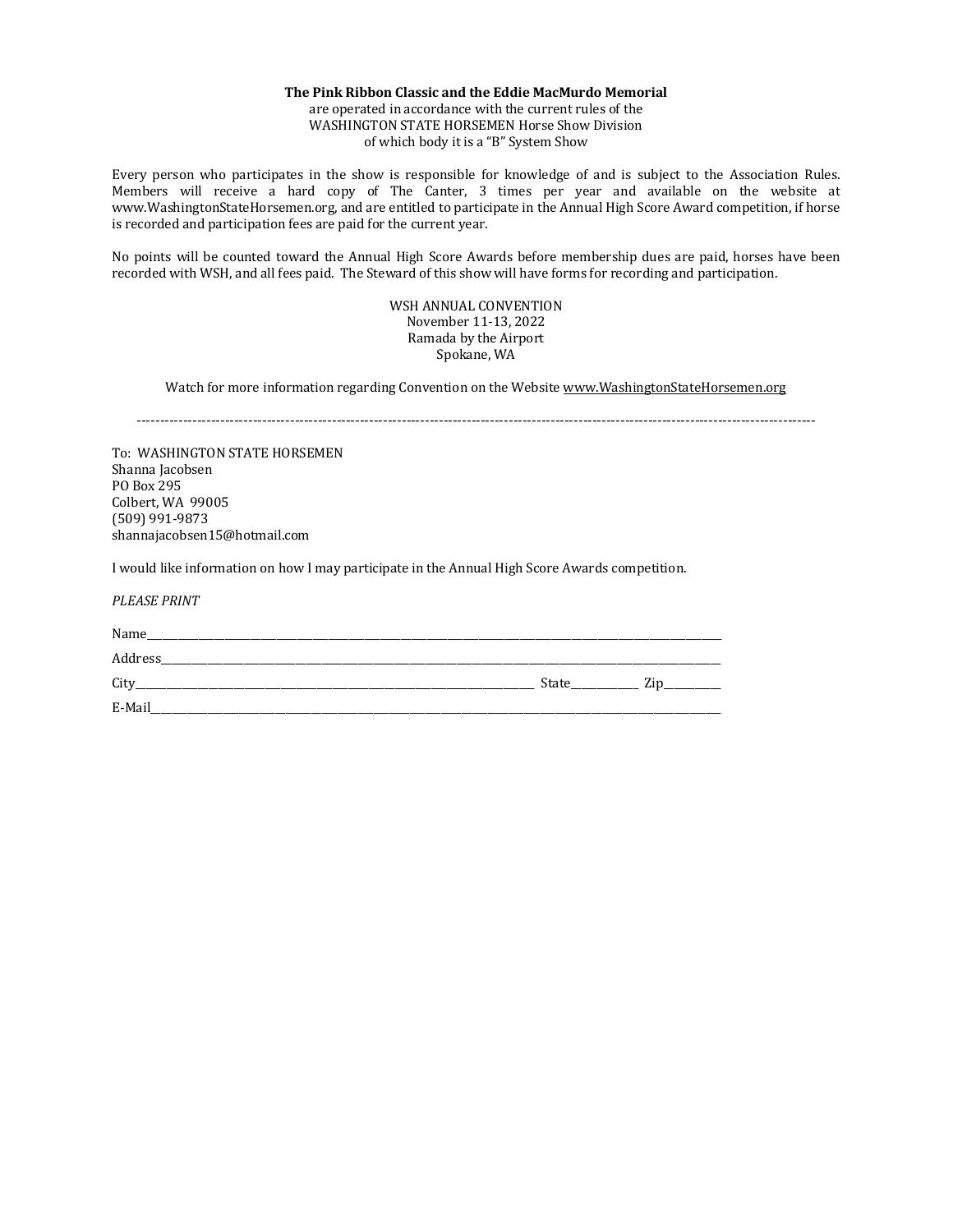**The Pink Ribbon Classic and the Eddie MacMurdo Memorial**
are operated in accordance with the current rules of the
WASHINGTON STATE HORSEMEN Horse Show Division
of which body it is a "B" System Show

Every person who participates in the show is responsible for knowledge of and is subject to the Association Rules. Members will receive a hard copy of The Canter, 3 times per year and available on the website at www.WashingtonStateHorsemen.org, and are entitled to participate in the Annual High Score Award competition, if horse is recorded and participation fees are paid for the current year.

No points will be counted toward the Annual High Score Awards before membership dues are paid, horses have been recorded with WSH, and all fees paid. The Steward of this show will have forms for recording and participation.

WSH ANNUAL CONVENTION
November 11-13, 2022
Ramada by the Airport
Spokane, WA

Watch for more information regarding Convention on the Website www.WashingtonStateHorsemen.org

---

To: WASHINGTON STATE HORSEMEN
Shanna Jacobsen
PO Box 295
Colbert, WA 99005
(509) 991-9873
shannajacobsen15@hotmail.com

I would like information on how I may participate in the Annual High Score Awards competition.

*PLEASE PRINT*

Name\_\_\_\_\_\_\_\_\_\_\_\_\_\_\_\_\_\_\_\_\_\_\_\_\_\_\_\_\_\_\_\_\_\_\_\_\_\_\_\_\_\_\_\_\_\_\_\_

Address\_\_\_\_\_\_\_\_\_\_\_\_\_\_\_\_\_\_\_\_\_\_\_\_\_\_\_\_\_\_\_\_\_\_\_\_\_\_\_\_\_\_\_\_\_\_

City\_\_\_\_\_\_\_\_\_\_\_\_\_\_\_\_\_\_\_\_\_\_\_\_\_\_\_\_\_\_\_\_ State\_\_\_\_\_\_ Zip\_\_\_\_\_

E-Mail\_\_\_\_\_\_\_\_\_\_\_\_\_\_\_\_\_\_\_\_\_\_\_\_\_\_\_\_\_\_\_\_\_\_\_\_\_\_\_\_\_\_\_\_\_\_\_